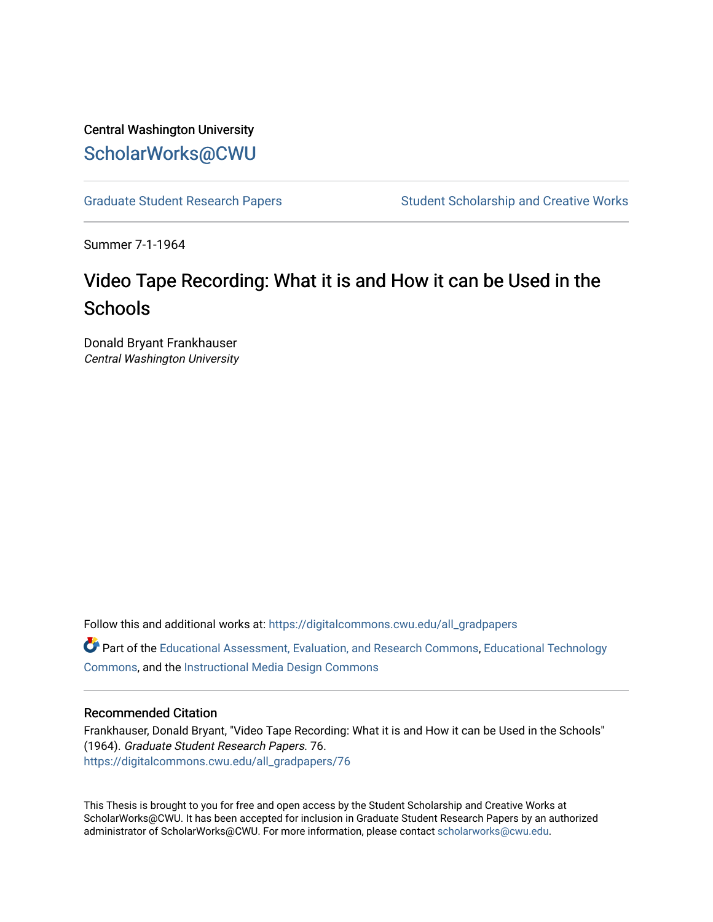Central Washington University

## ScholarWorks@CWU

Graduate Student Research Papers

Student Scholarship and Creative Works

Summer 7-1-1964

# Video Tape Recording: What it is and How it can be Used in the Schools

Donald Bryant Frankhauser
*Central Washington University*

Follow this and additional works at: https://digitalcommons.cwu.edu/all_gradpapers

Part of the Educational Assessment, Evaluation, and Research Commons, Educational Technology Commons, and the Instructional Media Design Commons

### Recommended Citation

Frankhauser, Donald Bryant, "Video Tape Recording: What it is and How it can be Used in the Schools" (1964). *Graduate Student Research Papers*. 76.
https://digitalcommons.cwu.edu/all_gradpapers/76

This Thesis is brought to you for free and open access by the Student Scholarship and Creative Works at ScholarWorks@CWU. It has been accepted for inclusion in Graduate Student Research Papers by an authorized administrator of ScholarWorks@CWU. For more information, please contact scholarworks@cwu.edu.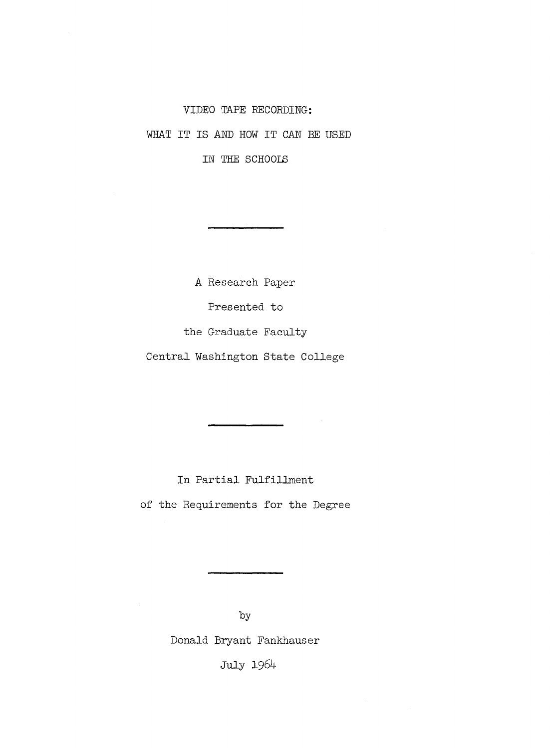# VIDEO TAPE RECORDING:

# WHAT IT IS AND HOW IT CAN BE USED

# IN THE SCHOOLS

---

A Research Paper

Presented to

the Graduate Faculty

Central Washington State College

---

In Partial Fulfillment

of the Requirements for the Degree

---

by

Donald Bryant Fankhauser

July 1964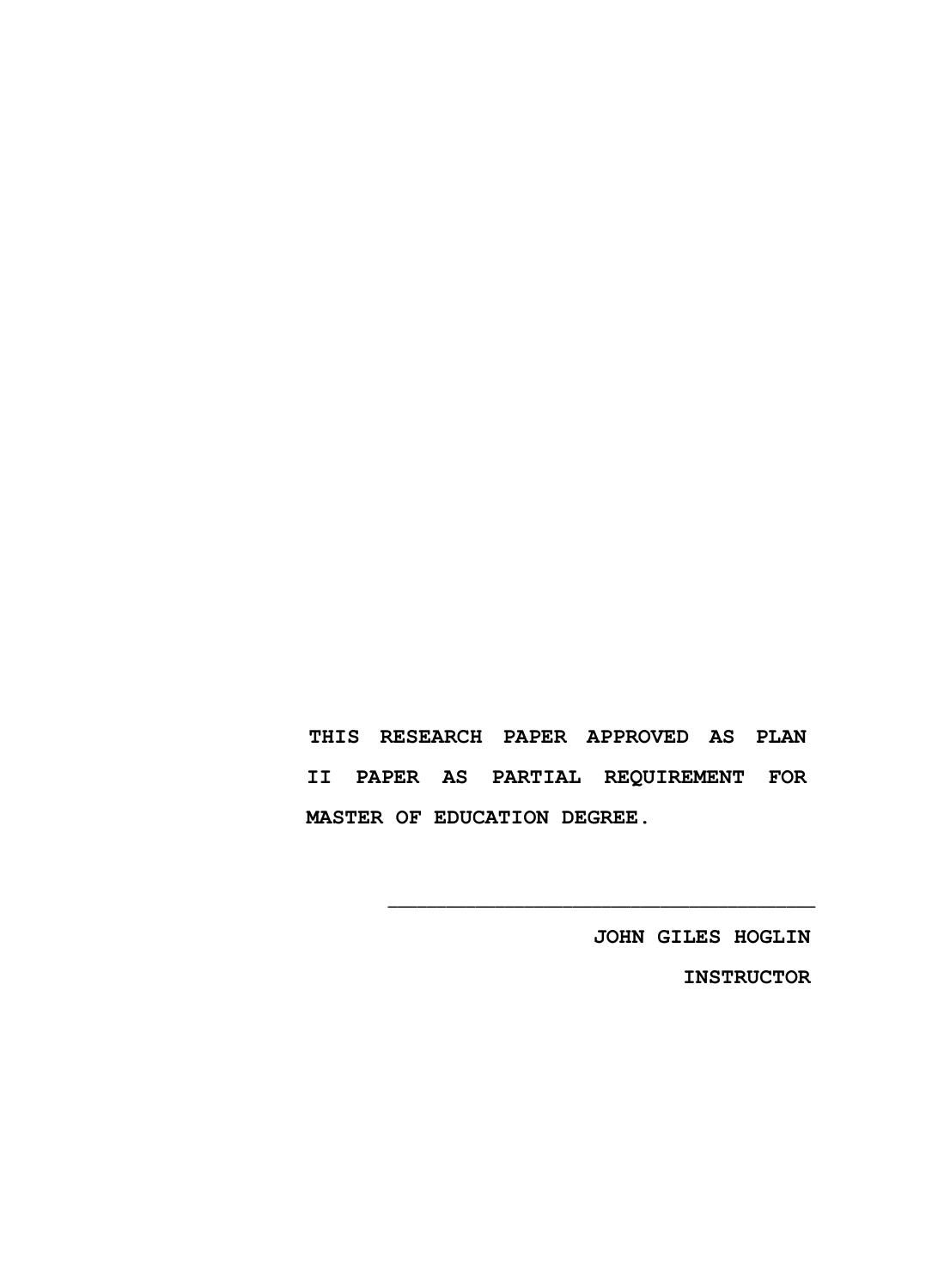**THIS RESEARCH PAPER APPROVED AS PLAN II PAPER AS PARTIAL REQUIREMENT FOR MASTER OF EDUCATION DEGREE.**

\_\_\_\_\_\_\_\_\_\_\_\_\_\_\_\_\_\_\_\_\_\_\_\_\_\_\_\_\_\_\_\_\_\_\_\_

**JOHN GILES HOGLIN**

**INSTRUCTOR**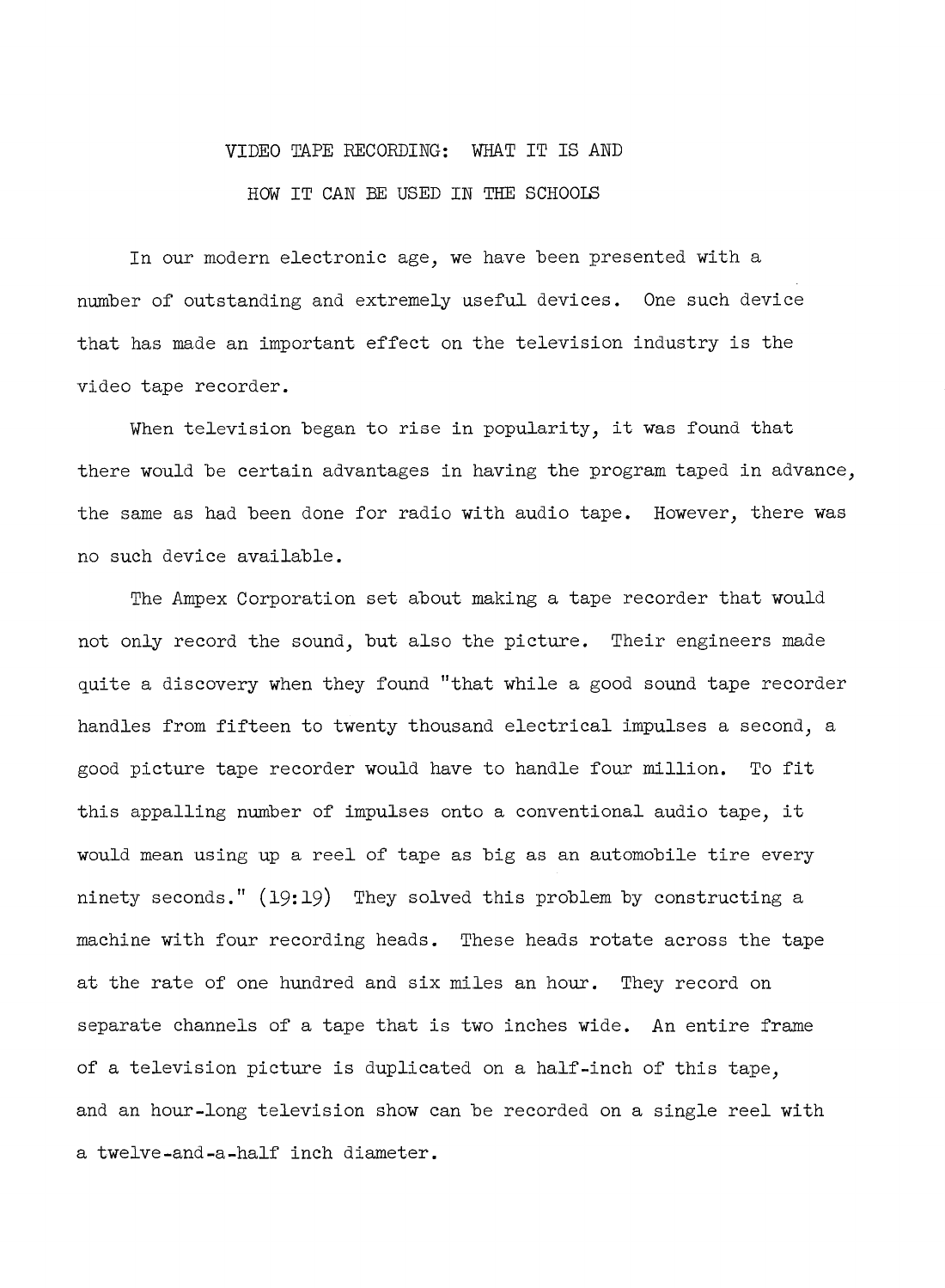# VIDEO TAPE RECORDING: WHAT IT IS AND HOW IT CAN BE USED IN THE SCHOOLS

In our modern electronic age, we have been presented with a number of outstanding and extremely useful devices. One such device that has made an important effect on the television industry is the video tape recorder.

When television began to rise in popularity, it was found that there would be certain advantages in having the program taped in advance, the same as had been done for radio with audio tape. However, there was no such device available.

The Ampex Corporation set about making a tape recorder that would not only record the sound, but also the picture. Their engineers made quite a discovery when they found "that while a good sound tape recorder handles from fifteen to twenty thousand electrical impulses a second, a good picture tape recorder would have to handle four million. To fit this appalling number of impulses onto a conventional audio tape, it would mean using up a reel of tape as big as an automobile tire every ninety seconds." (19:19) They solved this problem by constructing a machine with four recording heads. These heads rotate across the tape at the rate of one hundred and six miles an hour. They record on separate channels of a tape that is two inches wide. An entire frame of a television picture is duplicated on a half-inch of this tape, and an hour-long television show can be recorded on a single reel with a twelve-and-a-half inch diameter.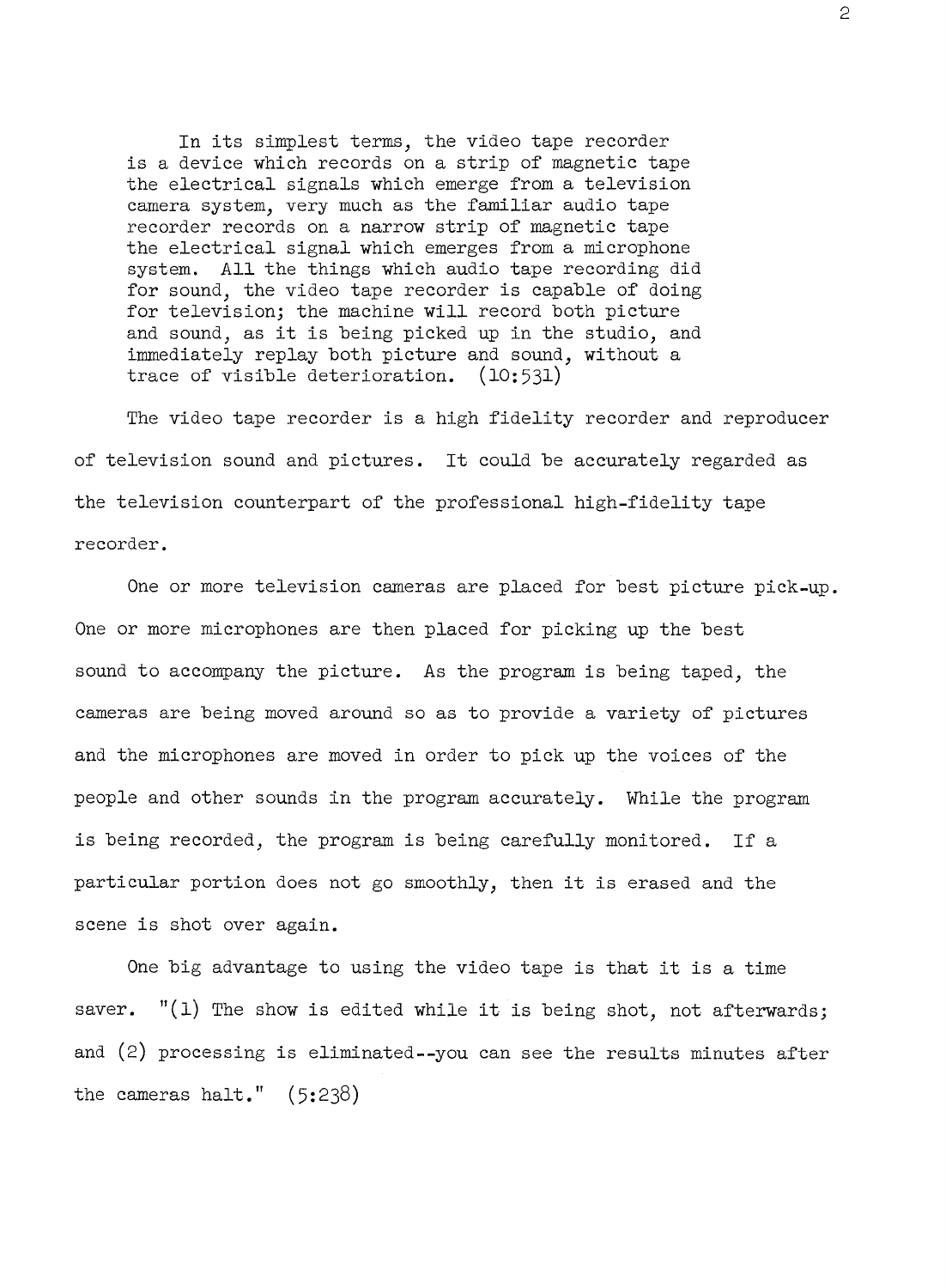> In its simplest terms, the video tape recorder is a device which records on a strip of magnetic tape the electrical signals which emerge from a television camera system, very much as the familiar audio tape recorder records on a narrow strip of magnetic tape the electrical signal which emerges from a microphone system. All the things which audio tape recording did for sound, the video tape recorder is capable of doing for television; the machine will record both picture and sound, as it is being picked up in the studio, and immediately replay both picture and sound, without a trace of visible deterioration. (10:531)

The video tape recorder is a high fidelity recorder and reproducer of television sound and pictures. It could be accurately regarded as the television counterpart of the professional high-fidelity tape recorder.

One or more television cameras are placed for best picture pick-up. One or more microphones are then placed for picking up the best sound to accompany the picture. As the program is being taped, the cameras are being moved around so as to provide a variety of pictures and the microphones are moved in order to pick up the voices of the people and other sounds in the program accurately. While the program is being recorded, the program is being carefully monitored. If a particular portion does not go smoothly, then it is erased and the scene is shot over again.

One big advantage to using the video tape is that it is a time saver. "(1) The show is edited while it is being shot, not afterwards; and (2) processing is eliminated--you can see the results minutes after the cameras halt." (5:238)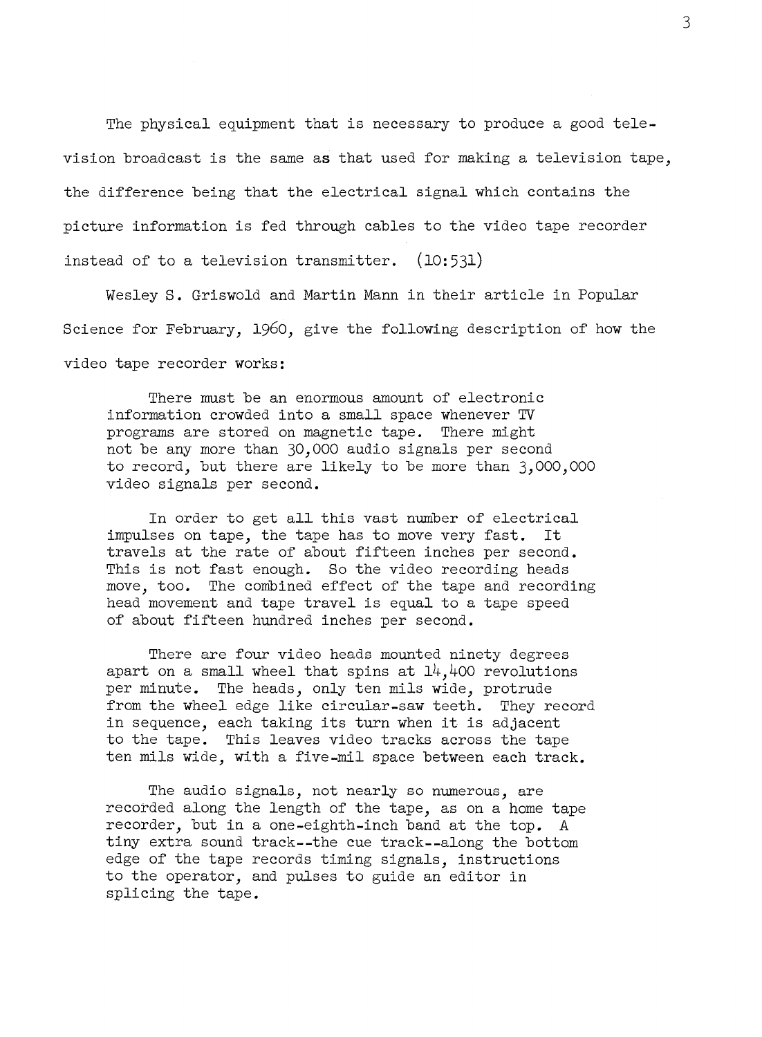The physical equipment that is necessary to produce a good television broadcast is the same as that used for making a television tape, the difference being that the electrical signal which contains the picture information is fed through cables to the video tape recorder instead of to a television transmitter. (10:531)

Wesley S. Griswold and Martin Mann in their article in Popular Science for February, 1960, give the following description of how the video tape recorder works:

> There must be an enormous amount of electronic information crowded into a small space whenever TV programs are stored on magnetic tape. There might not be any more than 30,000 audio signals per second to record, but there are likely to be more than 3,000,000 video signals per second.
>
> In order to get all this vast number of electrical impulses on tape, the tape has to move very fast. It travels at the rate of about fifteen inches per second. This is not fast enough. So the video recording heads move, too. The combined effect of the tape and recording head movement and tape travel is equal to a tape speed of about fifteen hundred inches per second.
>
> There are four video heads mounted ninety degrees apart on a small wheel that spins at 14,400 revolutions per minute. The heads, only ten mils wide, protrude from the wheel edge like circular-saw teeth. They record in sequence, each taking its turn when it is adjacent to the tape. This leaves video tracks across the tape ten mils wide, with a five-mil space between each track.
>
> The audio signals, not nearly so numerous, are recorded along the length of the tape, as on a home tape recorder, but in a one-eighth-inch band at the top. A tiny extra sound track--the cue track--along the bottom edge of the tape records timing signals, instructions to the operator, and pulses to guide an editor in splicing the tape.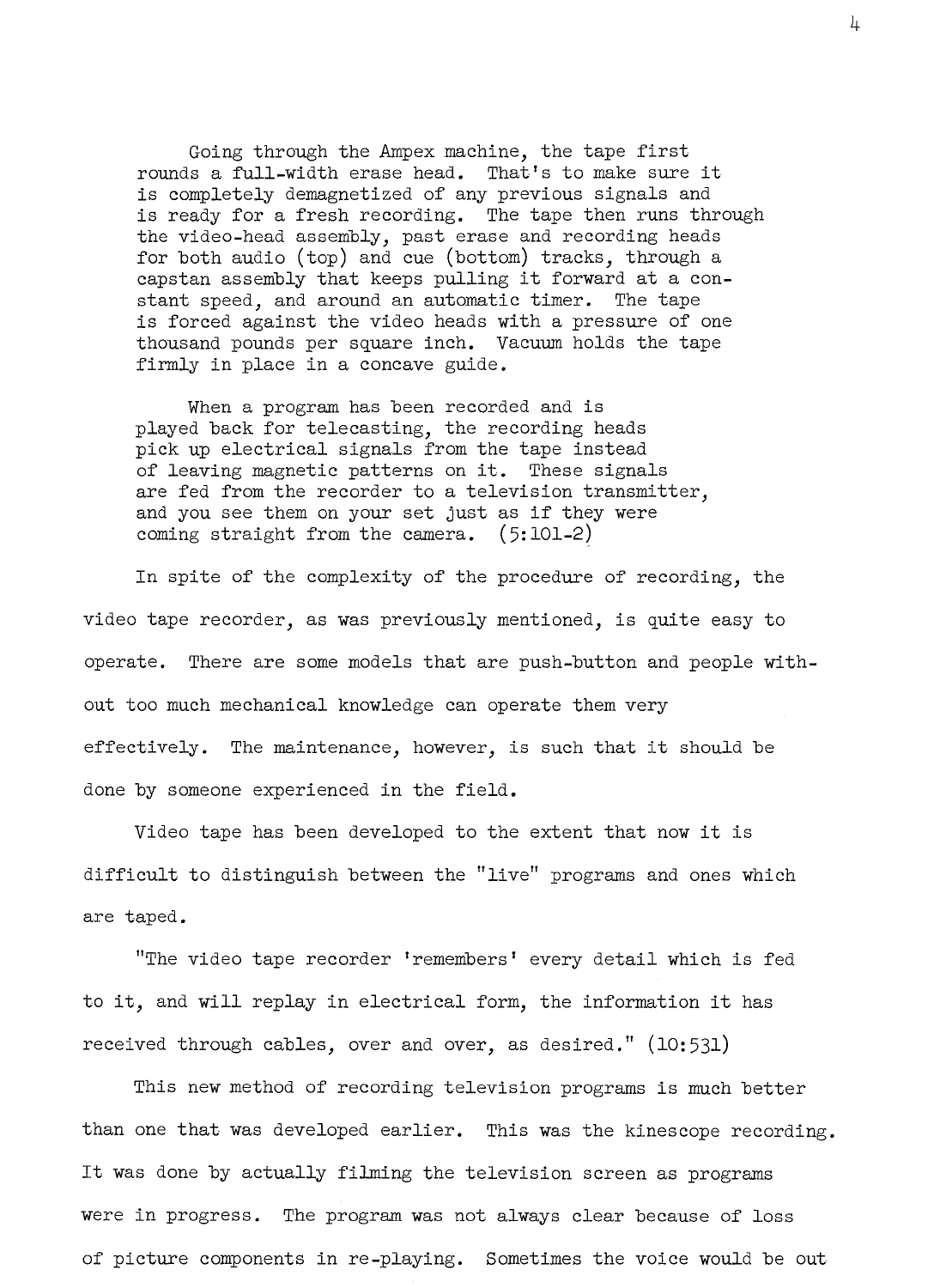> Going through the Ampex machine, the tape first rounds a full-width erase head. That's to make sure it is completely demagnetized of any previous signals and is ready for a fresh recording. The tape then runs through the video-head assembly, past erase and recording heads for both audio (top) and cue (bottom) tracks, through a capstan assembly that keeps pulling it forward at a constant speed, and around an automatic timer. The tape is forced against the video heads with a pressure of one thousand pounds per square inch. Vacuum holds the tape firmly in place in a concave guide.
>
> When a program has been recorded and is played back for telecasting, the recording heads pick up electrical signals from the tape instead of leaving magnetic patterns on it. These signals are fed from the recorder to a television transmitter, and you see them on your set just as if they were coming straight from the camera. (5:101-2)

In spite of the complexity of the procedure of recording, the video tape recorder, as was previously mentioned, is quite easy to operate. There are some models that are push-button and people without too much mechanical knowledge can operate them very effectively. The maintenance, however, is such that it should be done by someone experienced in the field.

Video tape has been developed to the extent that now it is difficult to distinguish between the "live" programs and ones which are taped.

"The video tape recorder 'remembers' every detail which is fed to it, and will replay in electrical form, the information it has received through cables, over and over, as desired." (10:531)

This new method of recording television programs is much better than one that was developed earlier. This was the kinescope recording. It was done by actually filming the television screen as programs were in progress. The program was not always clear because of loss of picture components in re-playing. Sometimes the voice would be out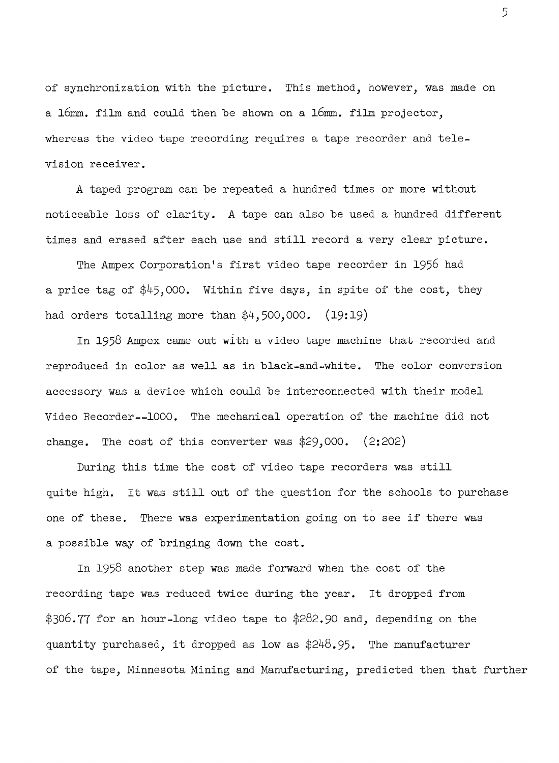of synchronization with the picture. This method, however, was made on a 16mm. film and could then be shown on a 16mm. film projector, whereas the video tape recording requires a tape recorder and television receiver.

A taped program can be repeated a hundred times or more without noticeable loss of clarity. A tape can also be used a hundred different times and erased after each use and still record a very clear picture.

The Ampex Corporation's first video tape recorder in 1956 had a price tag of $45,000. Within five days, in spite of the cost, they had orders totalling more than $4,500,000. (19:19)

In 1958 Ampex came out with a video tape machine that recorded and reproduced in color as well as in black-and-white. The color conversion accessory was a device which could be interconnected with their model Video Recorder--1000. The mechanical operation of the machine did not change. The cost of this converter was $29,000. (2:202)

During this time the cost of video tape recorders was still quite high. It was still out of the question for the schools to purchase one of these. There was experimentation going on to see if there was a possible way of bringing down the cost.

In 1958 another step was made forward when the cost of the recording tape was reduced twice during the year. It dropped from $306.77 for an hour-long video tape to $282.90 and, depending on the quantity purchased, it dropped as low as $248.95. The manufacturer of the tape, Minnesota Mining and Manufacturing, predicted then that further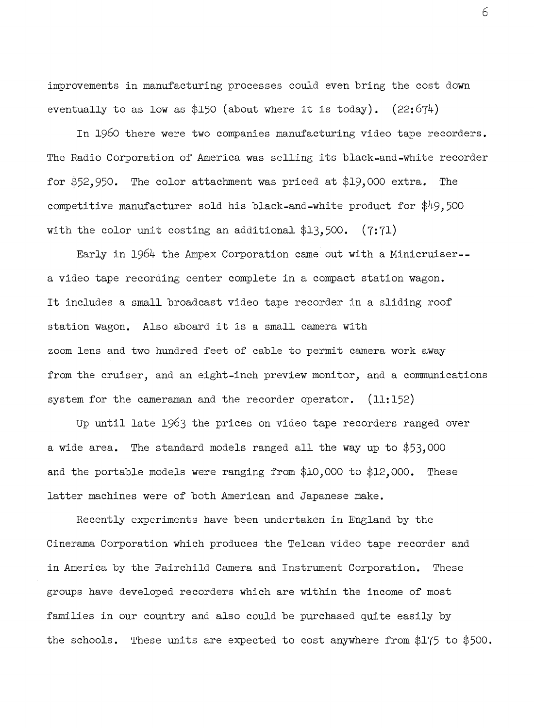improvements in manufacturing processes could even bring the cost down eventually to as low as $150 (about where it is today). (22:674)

In 1960 there were two companies manufacturing video tape recorders. The Radio Corporation of America was selling its black-and-white recorder for $52,950. The color attachment was priced at $19,000 extra. The competitive manufacturer sold his black-and-white product for $49,500 with the color unit costing an additional $13,500. (7:71)

Early in 1964 the Ampex Corporation came out with a Minicruiser--a video tape recording center complete in a compact station wagon. It includes a small broadcast video tape recorder in a sliding roof station wagon. Also aboard it is a small camera with zoom lens and two hundred feet of cable to permit camera work away from the cruiser, and an eight-inch preview monitor, and a communications system for the cameraman and the recorder operator. (11:152)

Up until late 1963 the prices on video tape recorders ranged over a wide area. The standard models ranged all the way up to $53,000 and the portable models were ranging from $10,000 to $12,000. These latter machines were of both American and Japanese make.

Recently experiments have been undertaken in England by the Cinerama Corporation which produces the Telcan video tape recorder and in America by the Fairchild Camera and Instrument Corporation. These groups have developed recorders which are within the income of most families in our country and also could be purchased quite easily by the schools. These units are expected to cost anywhere from $175 to $500.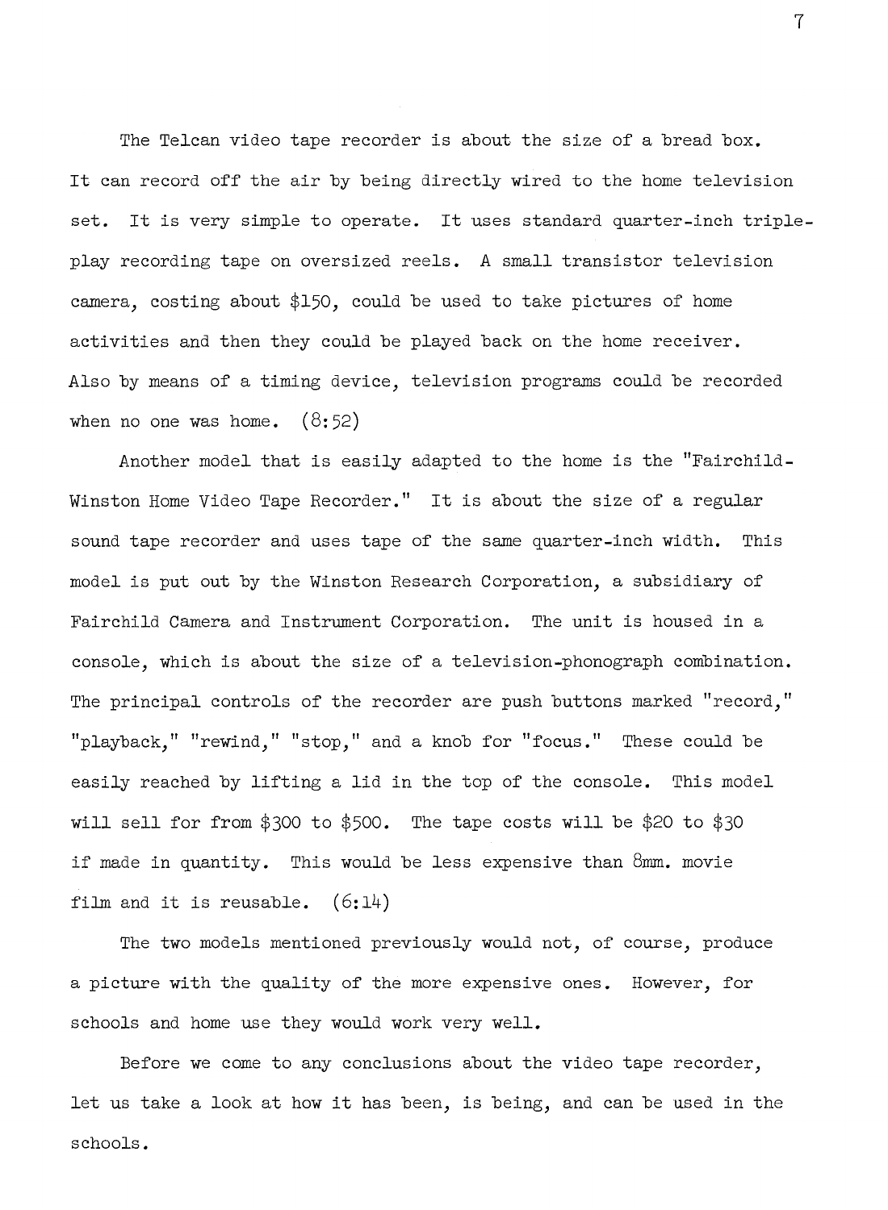The Telcan video tape recorder is about the size of a bread box. It can record off the air by being directly wired to the home television set. It is very simple to operate. It uses standard quarter-inch triple-play recording tape on oversized reels. A small transistor television camera, costing about $150, could be used to take pictures of home activities and then they could be played back on the home receiver. Also by means of a timing device, television programs could be recorded when no one was home. (8:52)

Another model that is easily adapted to the home is the "Fairchild-Winston Home Video Tape Recorder." It is about the size of a regular sound tape recorder and uses tape of the same quarter-inch width. This model is put out by the Winston Research Corporation, a subsidiary of Fairchild Camera and Instrument Corporation. The unit is housed in a console, which is about the size of a television-phonograph combination. The principal controls of the recorder are push buttons marked "record," "playback," "rewind," "stop," and a knob for "focus." These could be easily reached by lifting a lid in the top of the console. This model will sell for from $300 to $500. The tape costs will be $20 to $30 if made in quantity. This would be less expensive than 8mm. movie film and it is reusable. (6:14)

The two models mentioned previously would not, of course, produce a picture with the quality of the more expensive ones. However, for schools and home use they would work very well.

Before we come to any conclusions about the video tape recorder, let us take a look at how it has been, is being, and can be used in the schools.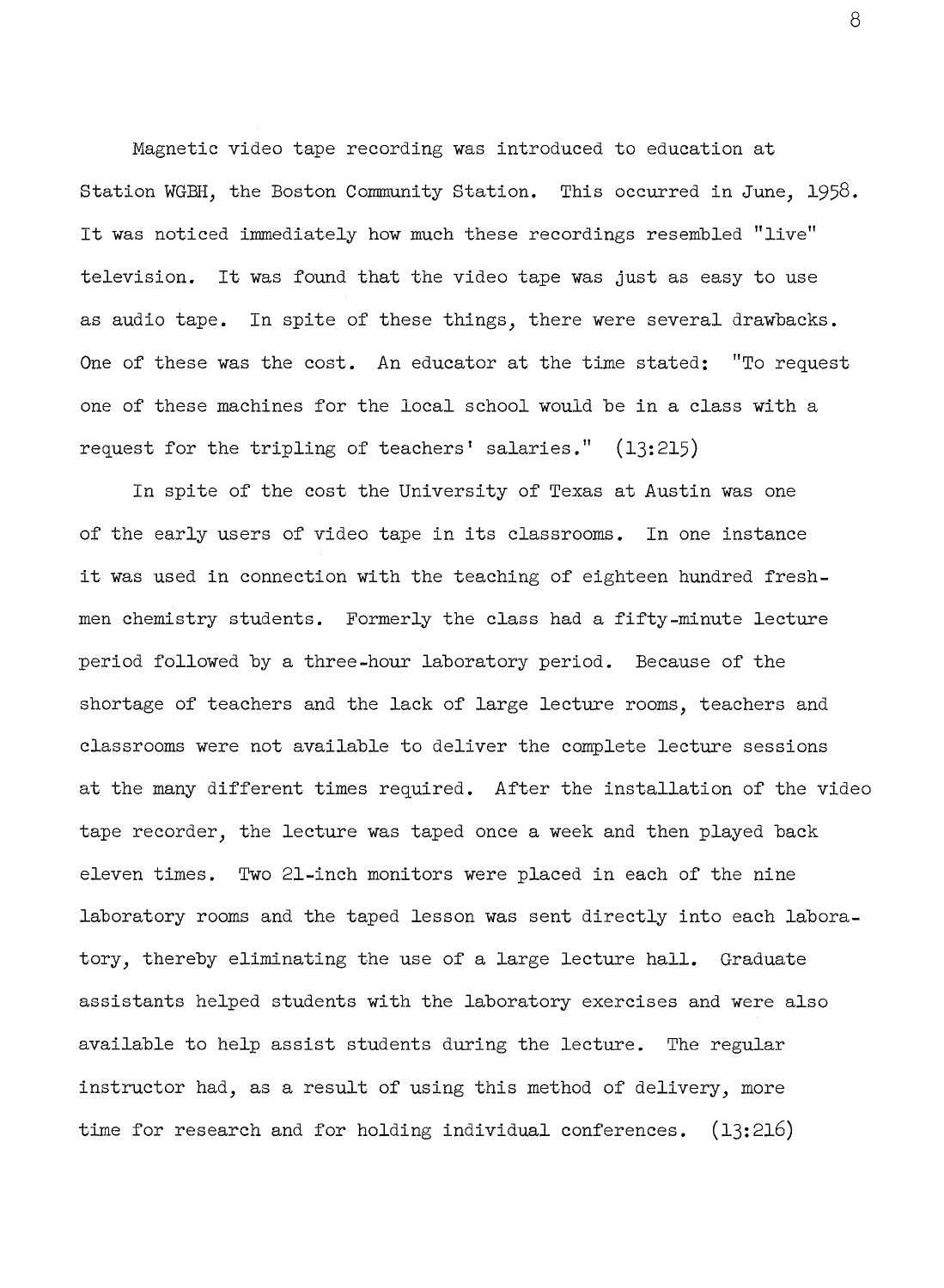Magnetic video tape recording was introduced to education at Station WGBH, the Boston Community Station. This occurred in June, 1958. It was noticed immediately how much these recordings resembled "live" television. It was found that the video tape was just as easy to use as audio tape. In spite of these things, there were several drawbacks. One of these was the cost. An educator at the time stated: "To request one of these machines for the local school would be in a class with a request for the tripling of teachers' salaries." (13:215)

In spite of the cost the University of Texas at Austin was one of the early users of video tape in its classrooms. In one instance it was used in connection with the teaching of eighteen hundred freshmen chemistry students. Formerly the class had a fifty-minute lecture period followed by a three-hour laboratory period. Because of the shortage of teachers and the lack of large lecture rooms, teachers and classrooms were not available to deliver the complete lecture sessions at the many different times required. After the installation of the video tape recorder, the lecture was taped once a week and then played back eleven times. Two 21-inch monitors were placed in each of the nine laboratory rooms and the taped lesson was sent directly into each laboratory, thereby eliminating the use of a large lecture hall. Graduate assistants helped students with the laboratory exercises and were also available to help assist students during the lecture. The regular instructor had, as a result of using this method of delivery, more time for research and for holding individual conferences. (13:216)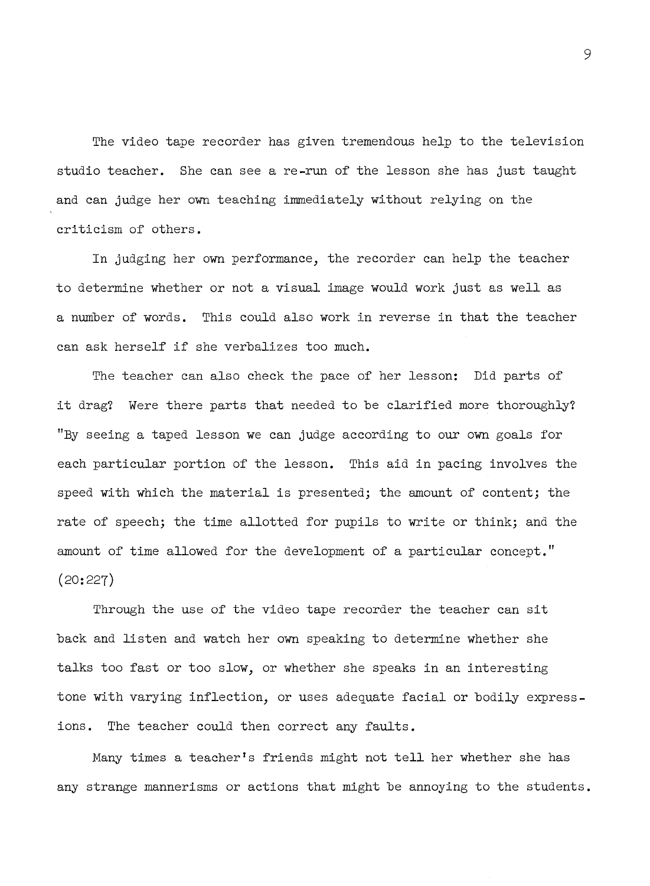The video tape recorder has given tremendous help to the television studio teacher. She can see a re-run of the lesson she has just taught and can judge her own teaching immediately without relying on the criticism of others.

In judging her own performance, the recorder can help the teacher to determine whether or not a visual image would work just as well as a number of words. This could also work in reverse in that the teacher can ask herself if she verbalizes too much.

The teacher can also check the pace of her lesson: Did parts of it drag? Were there parts that needed to be clarified more thoroughly? "By seeing a taped lesson we can judge according to our own goals for each particular portion of the lesson. This aid in pacing involves the speed with which the material is presented; the amount of content; the rate of speech; the time allotted for pupils to write or think; and the amount of time allowed for the development of a particular concept." (20:227)

Through the use of the video tape recorder the teacher can sit back and listen and watch her own speaking to determine whether she talks too fast or too slow, or whether she speaks in an interesting tone with varying inflection, or uses adequate facial or bodily expressions. The teacher could then correct any faults.

Many times a teacher's friends might not tell her whether she has any strange mannerisms or actions that might be annoying to the students.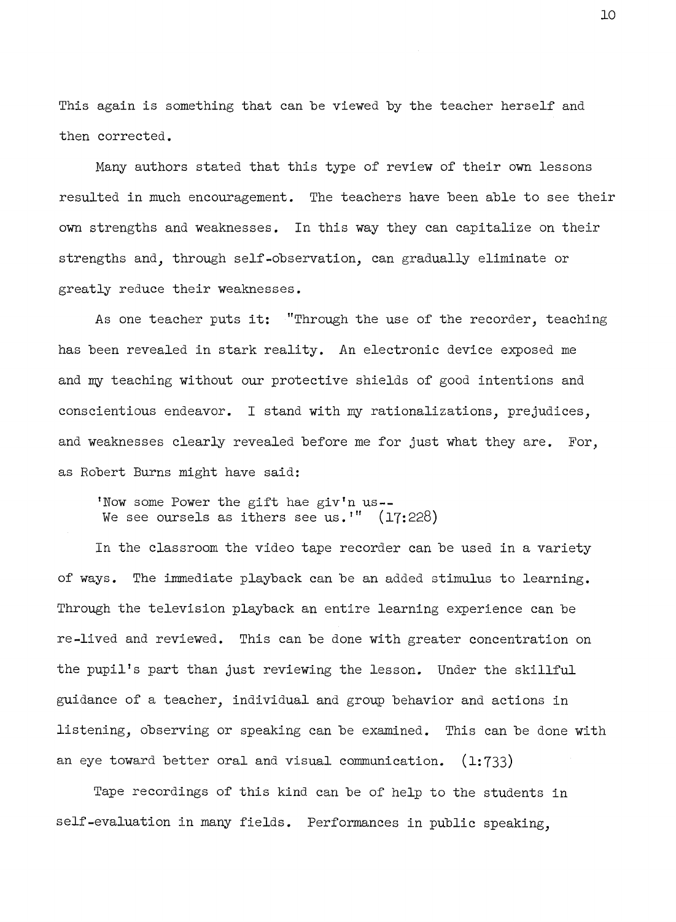This again is something that can be viewed by the teacher herself and then corrected.

Many authors stated that this type of review of their own lessons resulted in much encouragement. The teachers have been able to see their own strengths and weaknesses. In this way they can capitalize on their strengths and, through self-observation, can gradually eliminate or greatly reduce their weaknesses.

As one teacher puts it: "Through the use of the recorder, teaching has been revealed in stark reality. An electronic device exposed me and my teaching without our protective shields of good intentions and conscientious endeavor. I stand with my rationalizations, prejudices, and weaknesses clearly revealed before me for just what they are. For, as Robert Burns might have said:

> 'Now some Power the gift hae giv'n us--
> We see oursels as ithers see us.'" (17:228)

In the classroom the video tape recorder can be used in a variety of ways. The immediate playback can be an added stimulus to learning. Through the television playback an entire learning experience can be re-lived and reviewed. This can be done with greater concentration on the pupil's part than just reviewing the lesson. Under the skillful guidance of a teacher, individual and group behavior and actions in listening, observing or speaking can be examined. This can be done with an eye toward better oral and visual communication. (1:733)

Tape recordings of this kind can be of help to the students in self-evaluation in many fields. Performances in public speaking,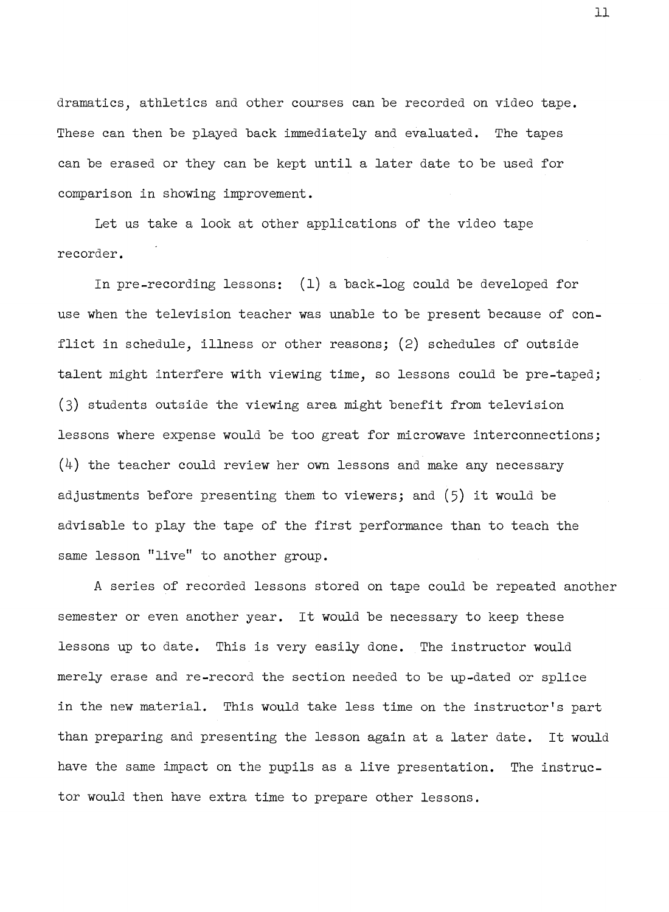dramatics, athletics and other courses can be recorded on video tape. These can then be played back immediately and evaluated. The tapes can be erased or they can be kept until a later date to be used for comparison in showing improvement.

Let us take a look at other applications of the video tape recorder.

In pre-recording lessons: (1) a back-log could be developed for use when the television teacher was unable to be present because of conflict in schedule, illness or other reasons; (2) schedules of outside talent might interfere with viewing time, so lessons could be pre-taped; (3) students outside the viewing area might benefit from television lessons where expense would be too great for microwave interconnections; (4) the teacher could review her own lessons and make any necessary adjustments before presenting them to viewers; and (5) it would be advisable to play the tape of the first performance than to teach the same lesson "live" to another group.

A series of recorded lessons stored on tape could be repeated another semester or even another year. It would be necessary to keep these lessons up to date. This is very easily done. The instructor would merely erase and re-record the section needed to be up-dated or splice in the new material. This would take less time on the instructor's part than preparing and presenting the lesson again at a later date. It would have the same impact on the pupils as a live presentation. The instructor would then have extra time to prepare other lessons.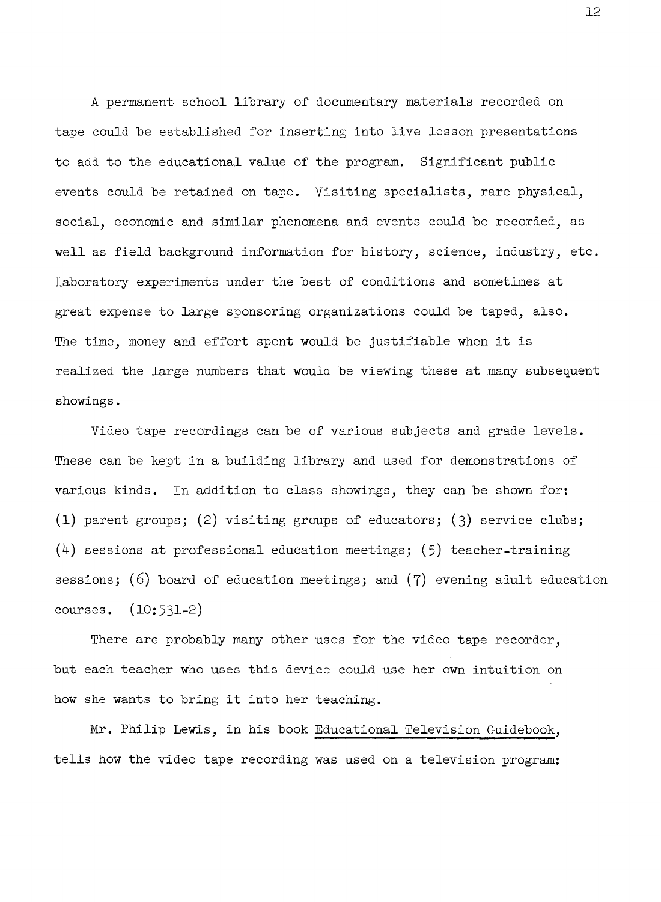A permanent school library of documentary materials recorded on tape could be established for inserting into live lesson presentations to add to the educational value of the program. Significant public events could be retained on tape. Visiting specialists, rare physical, social, economic and similar phenomena and events could be recorded, as well as field background information for history, science, industry, etc. Laboratory experiments under the best of conditions and sometimes at great expense to large sponsoring organizations could be taped, also. The time, money and effort spent would be justifiable when it is realized the large numbers that would be viewing these at many subsequent showings.

Video tape recordings can be of various subjects and grade levels. These can be kept in a building library and used for demonstrations of various kinds. In addition to class showings, they can be shown for: (1) parent groups; (2) visiting groups of educators; (3) service clubs; (4) sessions at professional education meetings; (5) teacher-training sessions; (6) board of education meetings; and (7) evening adult education courses. (10:531-2)

There are probably many other uses for the video tape recorder, but each teacher who uses this device could use her own intuition on how she wants to bring it into her teaching.

Mr. Philip Lewis, in his book Educational Television Guidebook, tells how the video tape recording was used on a television program: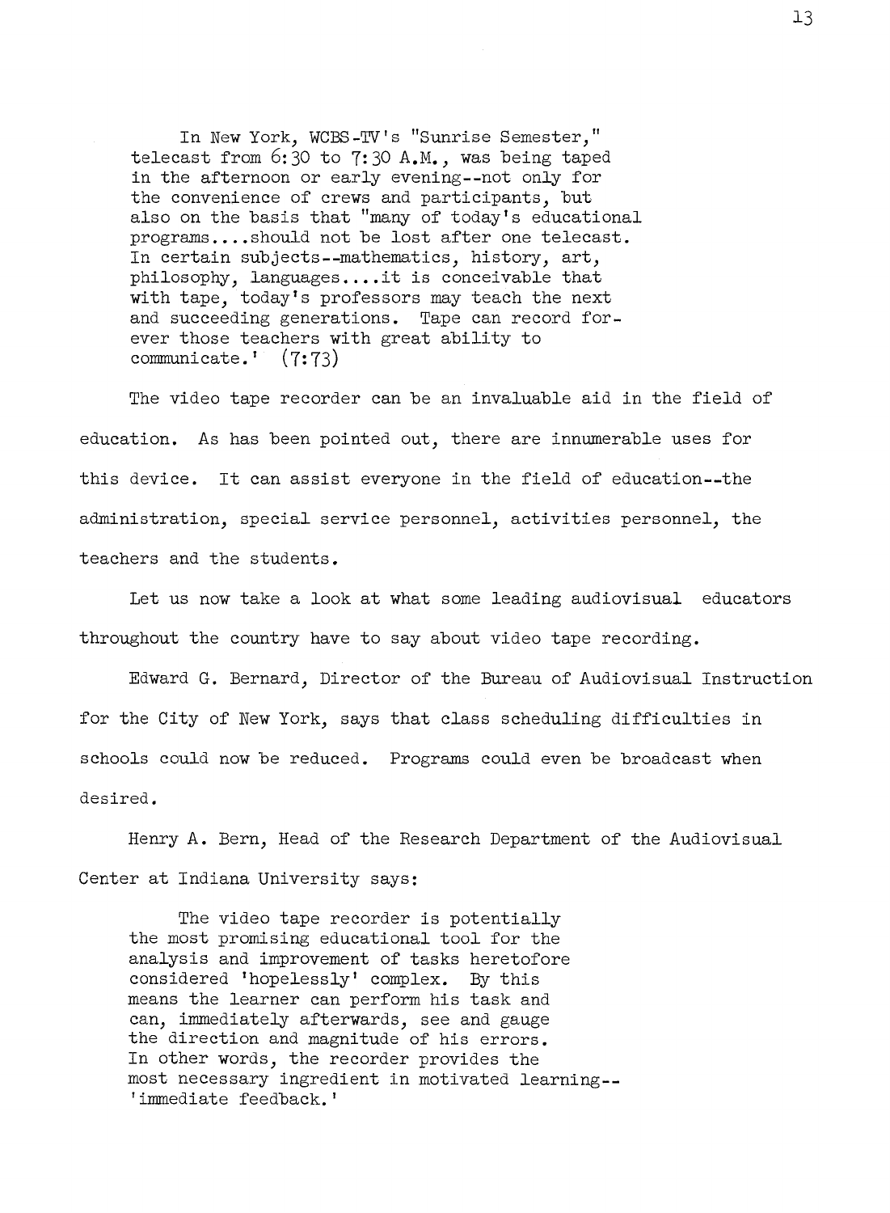> In New York, WCBS-TV's "Sunrise Semester," telecast from 6:30 to 7:30 A.M., was being taped in the afternoon or early evening--not only for the convenience of crews and participants, but also on the basis that "many of today's educational programs....should not be lost after one telecast. In certain subjects--mathematics, history, art, philosophy, languages....it is conceivable that with tape, today's professors may teach the next and succeeding generations. Tape can record forever those teachers with great ability to communicate.' (7:73)

The video tape recorder can be an invaluable aid in the field of education. As has been pointed out, there are innumerable uses for this device. It can assist everyone in the field of education--the administration, special service personnel, activities personnel, the teachers and the students.

Let us now take a look at what some leading audiovisual educators throughout the country have to say about video tape recording.

Edward G. Bernard, Director of the Bureau of Audiovisual Instruction for the City of New York, says that class scheduling difficulties in schools could now be reduced. Programs could even be broadcast when desired.

Henry A. Bern, Head of the Research Department of the Audiovisual Center at Indiana University says:

> The video tape recorder is potentially the most promising educational tool for the analysis and improvement of tasks heretofore considered 'hopelessly' complex. By this means the learner can perform his task and can, immediately afterwards, see and gauge the direction and magnitude of his errors. In other words, the recorder provides the most necessary ingredient in motivated learning-- 'immediate feedback.'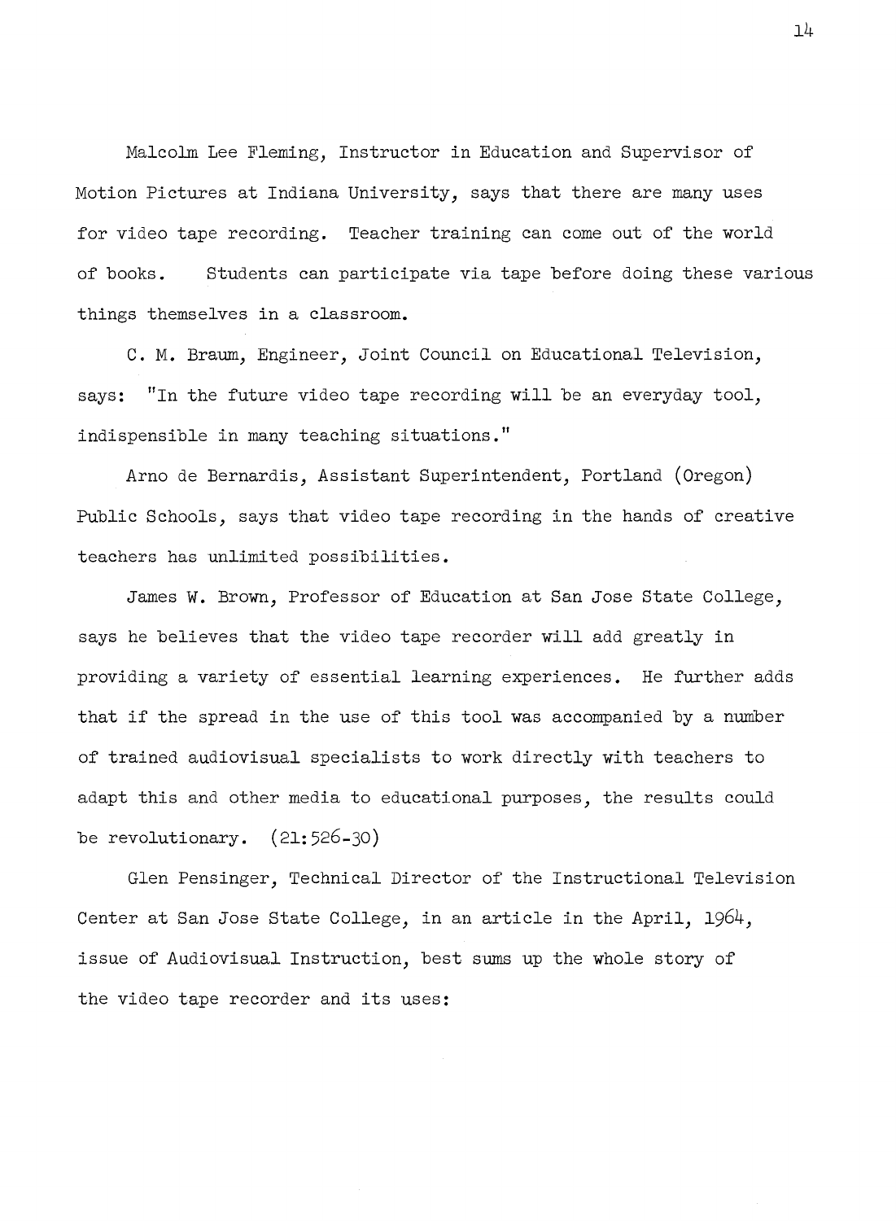Malcolm Lee Fleming, Instructor in Education and Supervisor of Motion Pictures at Indiana University, says that there are many uses for video tape recording. Teacher training can come out of the world of books. Students can participate via tape before doing these various things themselves in a classroom.

C. M. Braum, Engineer, Joint Council on Educational Television, says: "In the future video tape recording will be an everyday tool, indispensible in many teaching situations."

Arno de Bernardis, Assistant Superintendent, Portland (Oregon) Public Schools, says that video tape recording in the hands of creative teachers has unlimited possibilities.

James W. Brown, Professor of Education at San Jose State College, says he believes that the video tape recorder will add greatly in providing a variety of essential learning experiences. He further adds that if the spread in the use of this tool was accompanied by a number of trained audiovisual specialists to work directly with teachers to adapt this and other media to educational purposes, the results could be revolutionary. (21:526-30)

Glen Pensinger, Technical Director of the Instructional Television Center at San Jose State College, in an article in the April, 1964, issue of Audiovisual Instruction, best sums up the whole story of the video tape recorder and its uses: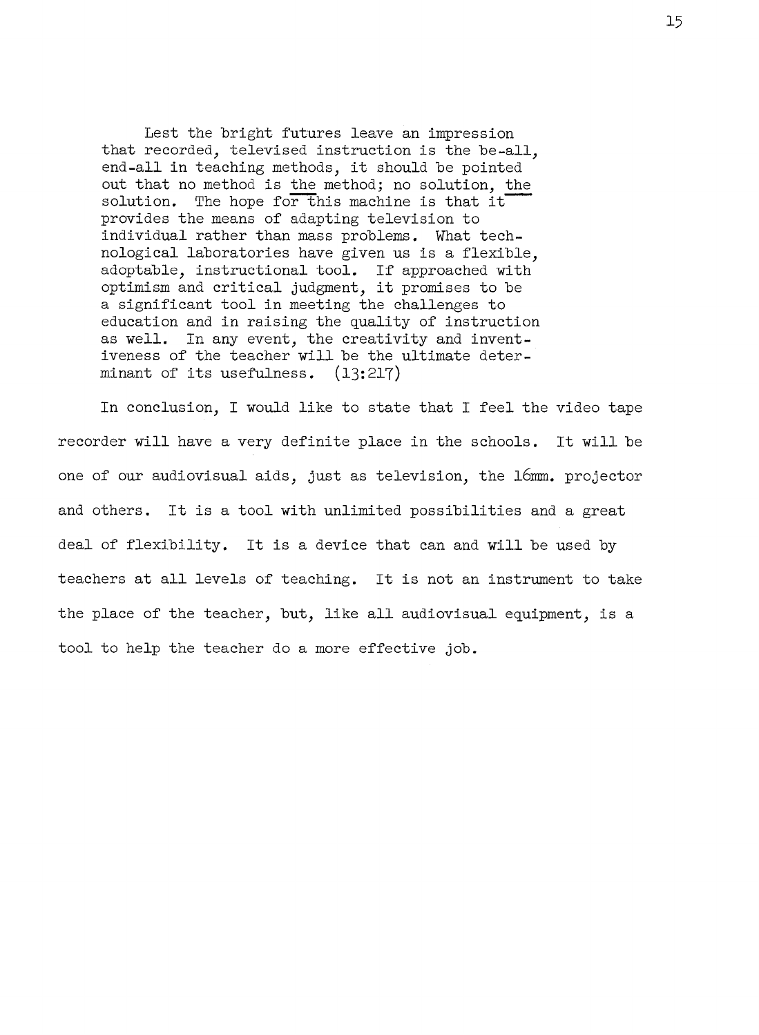> Lest the bright futures leave an impression that recorded, televised instruction is the be-all, end-all in teaching methods, it should be pointed out that no method is _the_ method; no solution, _the_ solution. The hope for this machine is that it provides the means of adapting television to individual rather than mass problems. What technological laboratories have given us is a flexible, adoptable, instructional tool. If approached with optimism and critical judgment, it promises to be a significant tool in meeting the challenges to education and in raising the quality of instruction as well. In any event, the creativity and inventiveness of the teacher will be the ultimate determinant of its usefulness. (13:217)

In conclusion, I would like to state that I feel the video tape recorder will have a very definite place in the schools. It will be one of our audiovisual aids, just as television, the 16mm. projector and others. It is a tool with unlimited possibilities and a great deal of flexibility. It is a device that can and will be used by teachers at all levels of teaching. It is not an instrument to take the place of the teacher, but, like all audiovisual equipment, is a tool to help the teacher do a more effective job.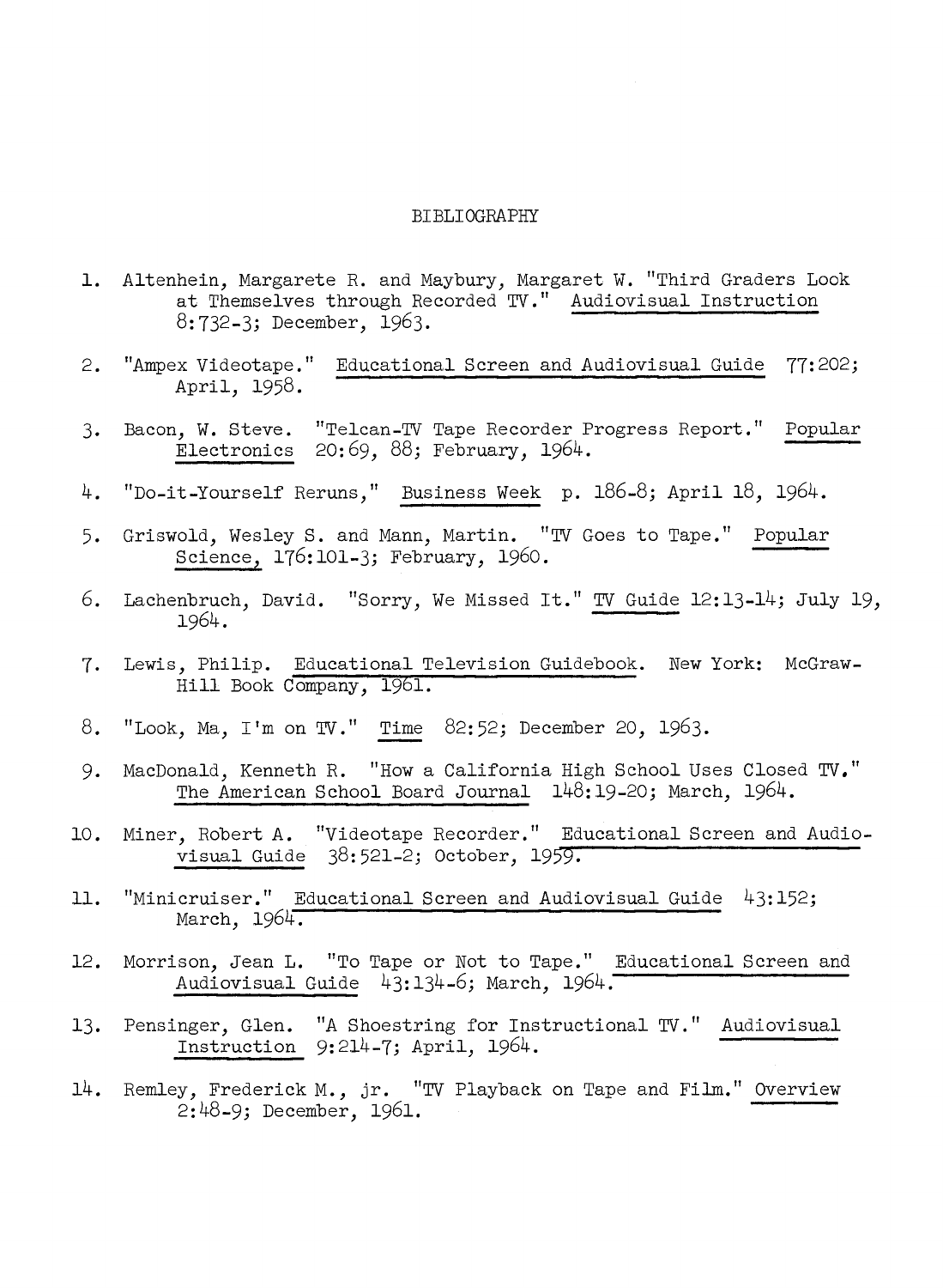# BIBLIOGRAPHY

1. Altenhein, Margarete R. and Maybury, Margaret W. "Third Graders Look at Themselves through Recorded TV." Audiovisual Instruction 8:732-3; December, 1963.

2. "Ampex Videotape." Educational Screen and Audiovisual Guide 77:202; April, 1958.

3. Bacon, W. Steve. "Telcan-TV Tape Recorder Progress Report." Popular Electronics 20:69, 88; February, 1964.

4. "Do-it-Yourself Reruns," Business Week p. 186-8; April 18, 1964.

5. Griswold, Wesley S. and Mann, Martin. "TV Goes to Tape." Popular Science, 176:101-3; February, 1960.

6. Lachenbruch, David. "Sorry, We Missed It." TV Guide 12:13-14; July 19, 1964.

7. Lewis, Philip. Educational Television Guidebook. New York: McGraw-Hill Book Company, 1961.

8. "Look, Ma, I'm on TV." Time 82:52; December 20, 1963.

9. MacDonald, Kenneth R. "How a California High School Uses Closed TV." The American School Board Journal 148:19-20; March, 1964.

10. Miner, Robert A. "Videotape Recorder." Educational Screen and Audio-visual Guide 38:521-2; October, 1959.

11. "Minicruiser." Educational Screen and Audiovisual Guide 43:152; March, 1964.

12. Morrison, Jean L. "To Tape or Not to Tape." Educational Screen and Audiovisual Guide 43:134-6; March, 1964.

13. Pensinger, Glen. "A Shoestring for Instructional TV." Audiovisual Instruction 9:214-7; April, 1964.

14. Remley, Frederick M., jr. "TV Playback on Tape and Film." Overview 2:48-9; December, 1961.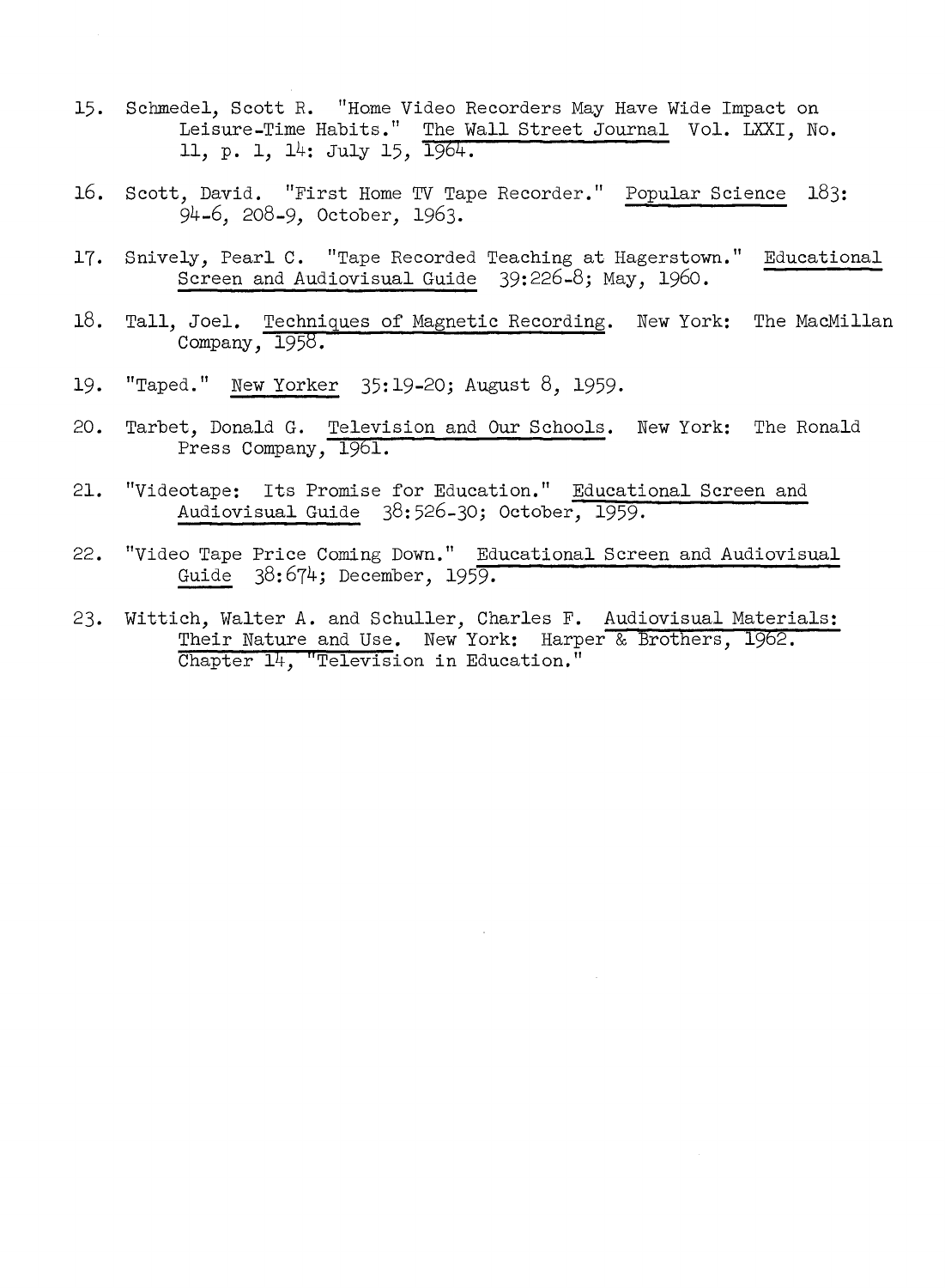15. Schmedel, Scott R. "Home Video Recorders May Have Wide Impact on Leisure-Time Habits." The Wall Street Journal Vol. LXXI, No. 11, p. 1, 14: July 15, 1964.

16. Scott, David. "First Home TV Tape Recorder." Popular Science 183: 94-6, 208-9, October, 1963.

17. Snively, Pearl C. "Tape Recorded Teaching at Hagerstown." Educational Screen and Audiovisual Guide 39:226-8; May, 1960.

18. Tall, Joel. Techniques of Magnetic Recording. New York: The MacMillan Company, 1958.

19. "Taped." New Yorker 35:19-20; August 8, 1959.

20. Tarbet, Donald G. Television and Our Schools. New York: The Ronald Press Company, 1961.

21. "Videotape: Its Promise for Education." Educational Screen and Audiovisual Guide 38:526-30; October, 1959.

22. "Video Tape Price Coming Down." Educational Screen and Audiovisual Guide 38:674; December, 1959.

23. Wittich, Walter A. and Schuller, Charles F. Audiovisual Materials: Their Nature and Use. New York: Harper & Brothers, 1962. Chapter 14, "Television in Education."